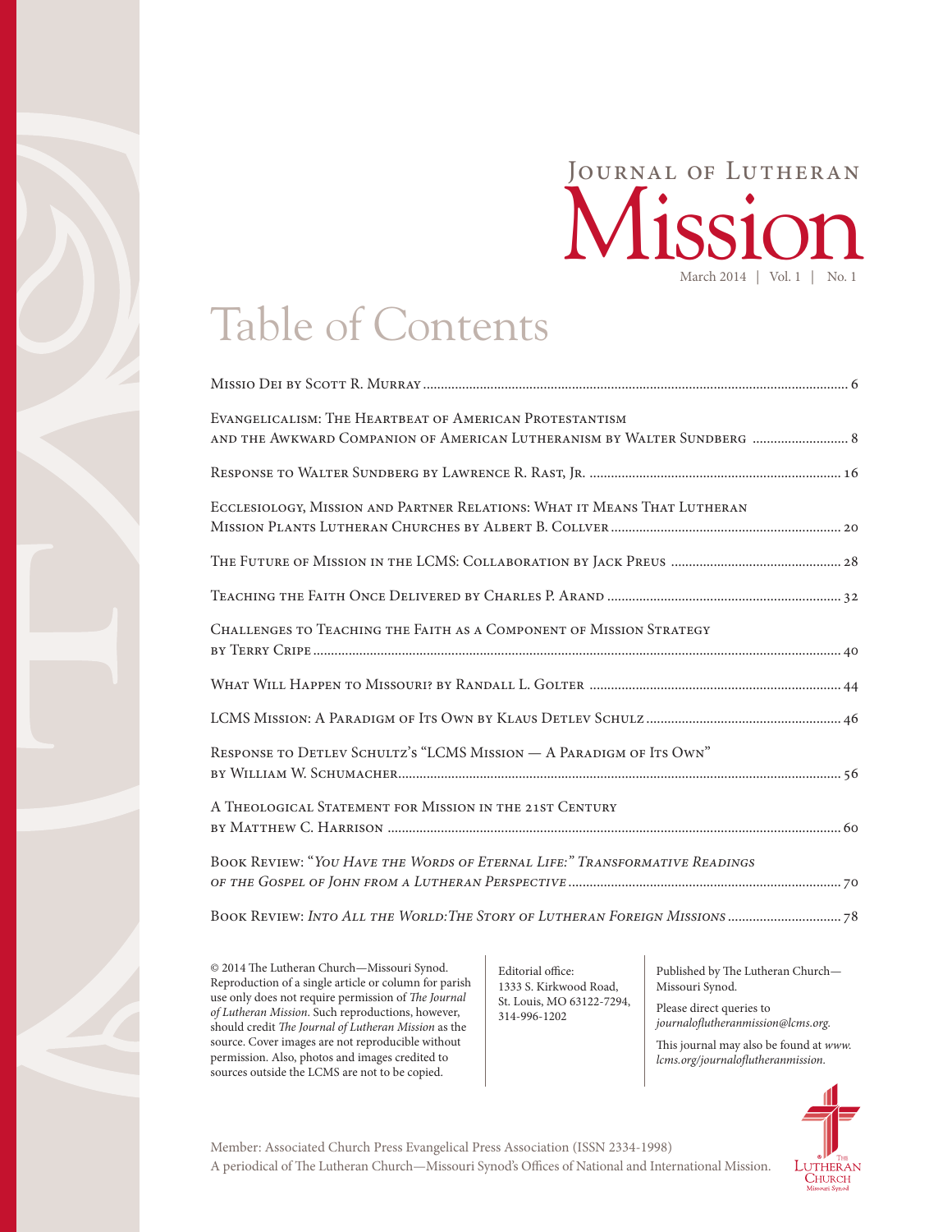# Journal of Lutheran Mission

March 2014 | Vol. 1 | No. 1

## Table of Contents

Missio Dei by Scott R. Murray ........ 6

Evangelicalism: The Heartbeat of American Protestantism and the Awkward Companion of American Lutheranism by Walter Sundberg ........ 8

Response to Walter Sundberg by Lawrence R. Rast, Jr. ........ 16

Ecclesiology, Mission and Partner Relations: What it Means That Lutheran Mission Plants Lutheran Churches by Albert B. Collver ........ 20

The Future of Mission in the LCMS: Collaboration by Jack Preus ........ 28

Teaching the Faith Once Delivered by Charles P. Arand ........ 32

Challenges to Teaching the Faith as a Component of Mission Strategy by Terry Cripe ........ 40

What Will Happen to Missouri? by Randall L. Golter ........ 44

LCMS Mission: A Paradigm of Its Own by Klaus Detlev Schulz ........ 46

Response to Detlev Schultz's "LCMS Mission — A Paradigm of Its Own" by William W. Schumacher ........ 56

A Theological Statement for Mission in the 21st Century by Matthew C. Harrison ........ 60

Book Review: "*You Have the Words of Eternal Life:" Transformative Readings of the Gospel of John from a Lutheran Perspective* ........ 70

Book Review: *Into All the World:The Story of Lutheran Foreign Missions* ........ 78

© 2014 The Lutheran Church—Missouri Synod. Reproduction of a single article or column for parish use only does not require permission of *The Journal of Lutheran Mission*. Such reproductions, however, should credit *The Journal of Lutheran Mission* as the source. Cover images are not reproducible without permission. Also, photos and images credited to sources outside the LCMS are not to be copied.

Editorial office:
1333 S. Kirkwood Road,
St. Louis, MO 63122-7294,
314-996-1202

Published by The Lutheran Church—Missouri Synod.

Please direct queries to *journaloflutheranmission@lcms.org.*

This journal may also be found at *www.lcms.org/journaloflutheranmission.*

Member: Associated Church Press Evangelical Press Association (ISSN 2334-1998)
A periodical of The Lutheran Church—Missouri Synod's Offices of National and International Mission.

The Lutheran Church Missouri Synod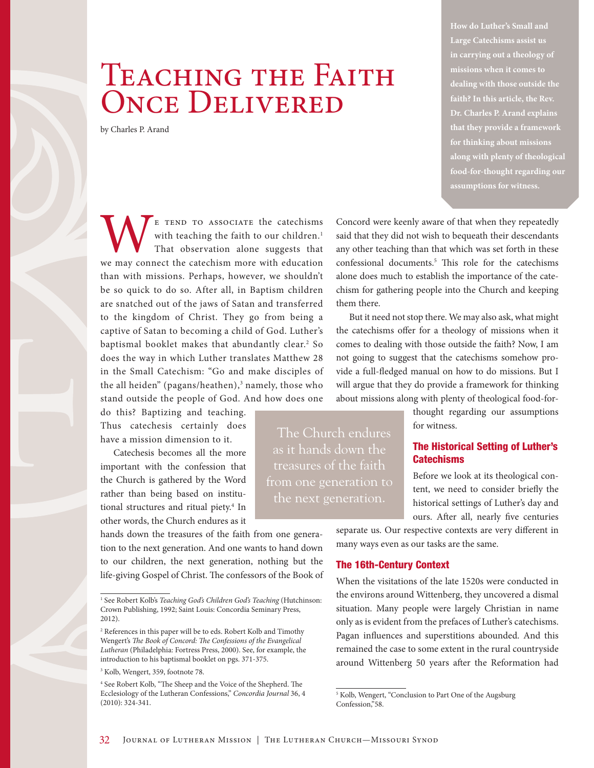# Teaching the Faith Once Delivered

by Charles P. Arand

**How do Luther's Small and Large Catechisms assist us in carrying out a theology of missions when it comes to dealing with those outside the faith? In this article, the Rev. Dr. Charles P. Arand explains that they provide a framework for thinking about missions along with plenty of theological food-for-thought regarding our assumptions for witness.**

We tend to associate the catechisms with teaching the faith to our children.[1] That observation alone suggests that we may connect the catechism more with education than with missions. Perhaps, however, we shouldn't be so quick to do so. After all, in Baptism children are snatched out of the jaws of Satan and transferred to the kingdom of Christ. They go from being a captive of Satan to becoming a child of God. Luther's baptismal booklet makes that abundantly clear.[2] So does the way in which Luther translates Matthew 28 in the Small Catechism: "Go and make disciples of the all heiden" (pagans/heathen),[3] namely, those who stand outside the people of God. And how does one do this? Baptizing and teaching. Thus catechesis certainly does have a mission dimension to it.

Catechesis becomes all the more important with the confession that the Church is gathered by the Word rather than being based on institutional structures and ritual piety.[4] In other words, the Church endures as it hands down the treasures of the faith from one generation to the next generation. And one wants to hand down to our children, the next generation, nothing but the life-giving Gospel of Christ. The confessors of the Book of Concord were keenly aware of that when they repeatedly said that they did not wish to bequeath their descendants any other teaching than that which was set forth in these confessional documents.[5] This role for the catechisms alone does much to establish the importance of the catechism for gathering people into the Church and keeping them there.

> The Church endures as it hands down the treasures of the faith from one generation to the next generation.

But it need not stop there. We may also ask, what might the catechisms offer for a theology of missions when it comes to dealing with those outside the faith? Now, I am not going to suggest that the catechisms somehow provide a full-fledged manual on how to do missions. But I will argue that they do provide a framework for thinking about missions along with plenty of theological food-for-thought regarding our assumptions for witness.

## The Historical Setting of Luther's Catechisms

Before we look at its theological content, we need to consider briefly the historical settings of Luther's day and ours. After all, nearly five centuries separate us. Our respective contexts are very different in many ways even as our tasks are the same.

## The 16th-Century Context

When the visitations of the late 1520s were conducted in the environs around Wittenberg, they uncovered a dismal situation. Many people were largely Christian in name only as is evident from the prefaces of Luther's catechisms. Pagan influences and superstitions abounded. And this remained the case to some extent in the rural countryside around Wittenberg 50 years after the Reformation had

---

[1] See Robert Kolb's *Teaching God's Children God's Teaching* (Hutchinson: Crown Publishing, 1992; Saint Louis: Concordia Seminary Press, 2012).

[2] References in this paper will be to eds. Robert Kolb and Timothy Wengert's *The Book of Concord: The Confessions of the Evangelical Lutheran* (Philadelphia: Fortress Press, 2000). See, for example, the introduction to his baptismal booklet on pgs. 371-375.

[3] Kolb, Wengert, 359, footnote 78.

[4] See Robert Kolb, "The Sheep and the Voice of the Shepherd. The Ecclesiology of the Lutheran Confessions," *Concordia Journal* 36, 4 (2010): 324-341.

[5] Kolb, Wengert, "Conclusion to Part One of the Augsburg Confession,"58.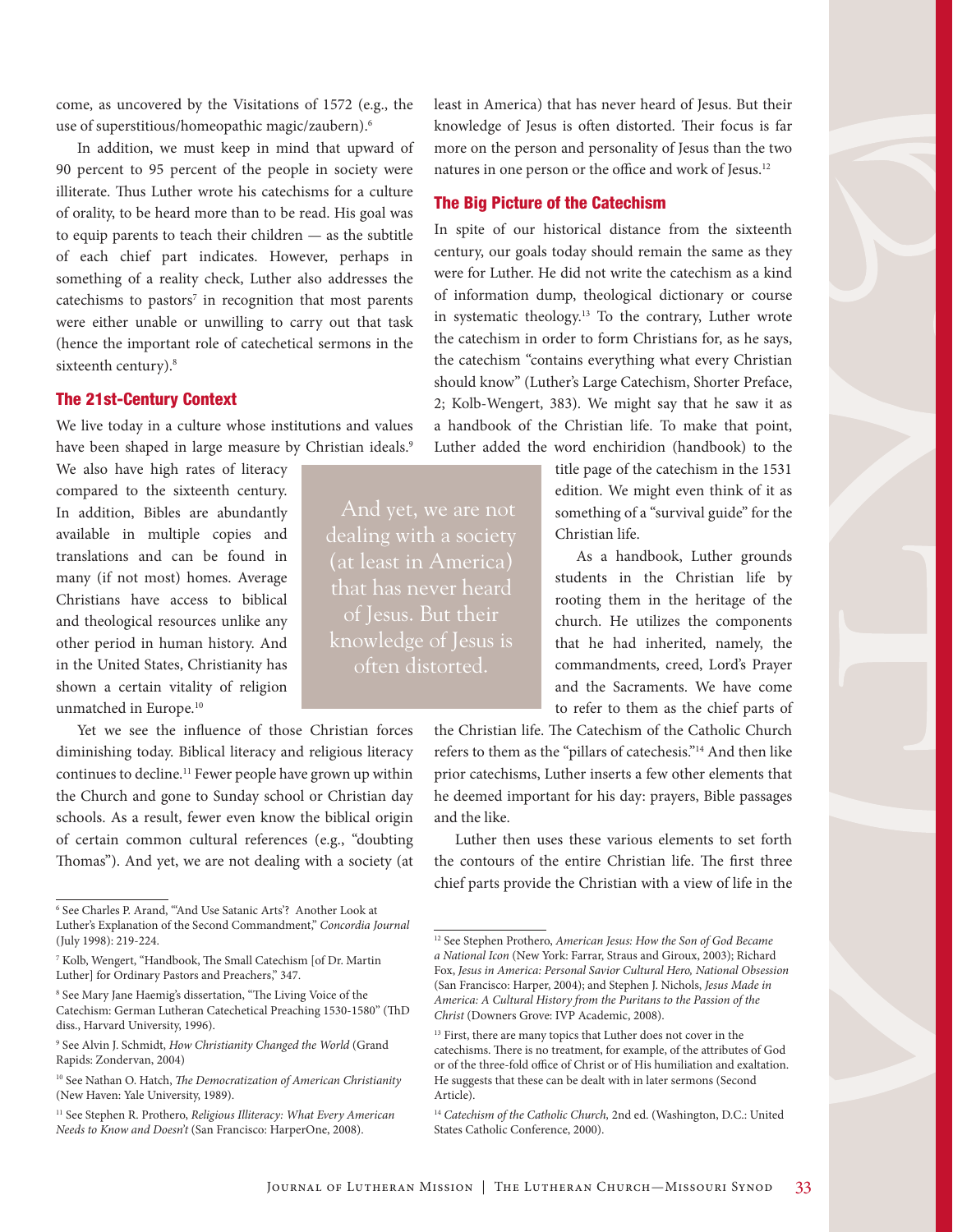come, as uncovered by the Visitations of 1572 (e.g., the use of superstitious/homeopathic magic/zaubern).[6]

In addition, we must keep in mind that upward of 90 percent to 95 percent of the people in society were illiterate. Thus Luther wrote his catechisms for a culture of orality, to be heard more than to be read. His goal was to equip parents to teach their children — as the subtitle of each chief part indicates. However, perhaps in something of a reality check, Luther also addresses the catechisms to pastors[7] in recognition that most parents were either unable or unwilling to carry out that task (hence the important role of catechetical sermons in the sixteenth century).[8]

## The 21st-Century Context

We live today in a culture whose institutions and values have been shaped in large measure by Christian ideals.[9] We also have high rates of literacy compared to the sixteenth century. In addition, Bibles are abundantly available in multiple copies and translations and can be found in many (if not most) homes. Average Christians have access to biblical and theological resources unlike any other period in human history. And in the United States, Christianity has shown a certain vitality of religion unmatched in Europe.[10]

Yet we see the influence of those Christian forces diminishing today. Biblical literacy and religious literacy continues to decline.[11] Fewer people have grown up within the Church and gone to Sunday school or Christian day schools. As a result, fewer even know the biblical origin of certain common cultural references (e.g., "doubting Thomas"). And yet, we are not dealing with a society (at least in America) that has never heard of Jesus. But their knowledge of Jesus is often distorted. Their focus is far more on the person and personality of Jesus than the two natures in one person or the office and work of Jesus.[12]

> And yet, we are not dealing with a society (at least in America) that has never heard of Jesus. But their knowledge of Jesus is often distorted.

## The Big Picture of the Catechism

In spite of our historical distance from the sixteenth century, our goals today should remain the same as they were for Luther. He did not write the catechism as a kind of information dump, theological dictionary or course in systematic theology.[13] To the contrary, Luther wrote the catechism in order to form Christians for, as he says, the catechism "contains everything what every Christian should know" (Luther's Large Catechism, Shorter Preface, 2; Kolb-Wengert, 383). We might say that he saw it as a handbook of the Christian life. To make that point, Luther added the word enchiridion (handbook) to the title page of the catechism in the 1531 edition. We might even think of it as something of a "survival guide" for the Christian life.

As a handbook, Luther grounds students in the Christian life by rooting them in the heritage of the church. He utilizes the components that he had inherited, namely, the commandments, creed, Lord's Prayer and the Sacraments. We have come to refer to them as the chief parts of the Christian life. The Catechism of the Catholic Church refers to them as the "pillars of catechesis."[14] And then like prior catechisms, Luther inserts a few other elements that he deemed important for his day: prayers, Bible passages and the like.

Luther then uses these various elements to set forth the contours of the entire Christian life. The first three chief parts provide the Christian with a view of life in the

---

[6] See Charles P. Arand, "'And Use Satanic Arts'? Another Look at Luther's Explanation of the Second Commandment," *Concordia Journal* (July 1998): 219-224.

[7] Kolb, Wengert, "Handbook, The Small Catechism [of Dr. Martin Luther] for Ordinary Pastors and Preachers," 347.

[8] See Mary Jane Haemig's dissertation, "The Living Voice of the Catechism: German Lutheran Catechetical Preaching 1530-1580" (ThD diss., Harvard University, 1996).

[9] See Alvin J. Schmidt, *How Christianity Changed the World* (Grand Rapids: Zondervan, 2004)

[10] See Nathan O. Hatch, *The Democratization of American Christianity* (New Haven: Yale University, 1989).

[11] See Stephen R. Prothero, *Religious Illiteracy: What Every American Needs to Know and Doesn't* (San Francisco: HarperOne, 2008).

[12] See Stephen Prothero, *American Jesus: How the Son of God Became a National Icon* (New York: Farrar, Straus and Giroux, 2003); Richard Fox, *Jesus in America: Personal Savior Cultural Hero, National Obsession* (San Francisco: Harper, 2004); and Stephen J. Nichols, *Jesus Made in America: A Cultural History from the Puritans to the Passion of the Christ* (Downers Grove: IVP Academic, 2008).

[13] First, there are many topics that Luther does not cover in the catechisms. There is no treatment, for example, of the attributes of God or of the three-fold office of Christ or of His humiliation and exaltation. He suggests that these can be dealt with in later sermons (Second Article).

[14] *Catechism of the Catholic Church,* 2nd ed. (Washington, D.C.: United States Catholic Conference, 2000).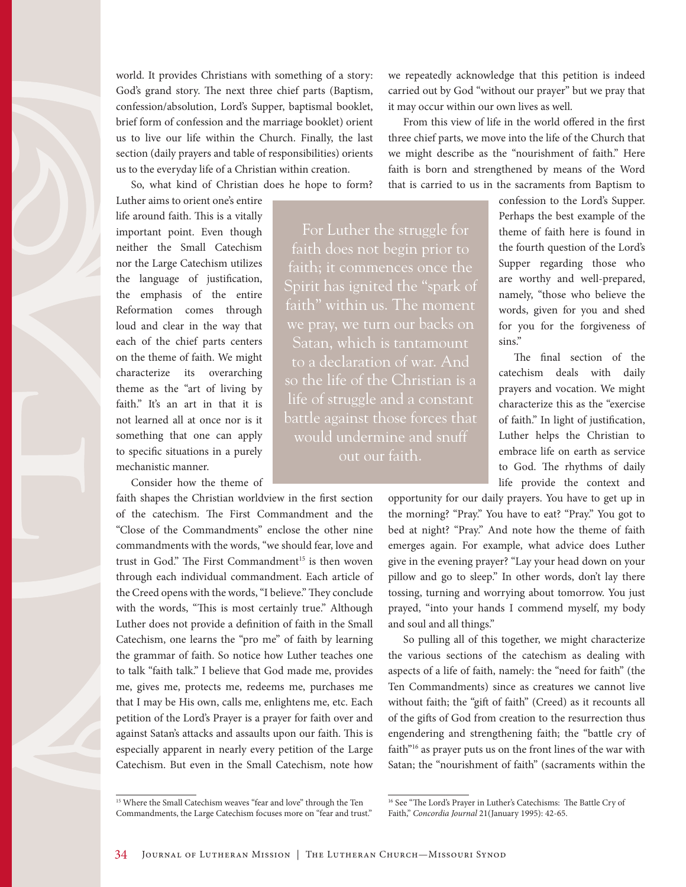world. It provides Christians with something of a story: God's grand story. The next three chief parts (Baptism, confession/absolution, Lord's Supper, baptismal booklet, brief form of confession and the marriage booklet) orient us to live our life within the Church. Finally, the last section (daily prayers and table of responsibilities) orients us to the everyday life of a Christian within creation.

So, what kind of Christian does he hope to form? Luther aims to orient one's entire life around faith. This is a vitally important point. Even though neither the Small Catechism nor the Large Catechism utilizes the language of justification, the emphasis of the entire Reformation comes through loud and clear in the way that each of the chief parts centers on the theme of faith. We might characterize its overarching theme as the "art of living by faith." It's an art in that it is not learned all at once nor is it something that one can apply to specific situations in a purely mechanistic manner.

> For Luther the struggle for faith does not begin prior to faith; it commences once the Spirit has ignited the "spark of faith" within us. The moment we pray, we turn our backs on Satan, which is tantamount to a declaration of war. And so the life of the Christian is a life of struggle and a constant battle against those forces that would undermine and snuff out our faith.

Consider how the theme of faith shapes the Christian worldview in the first section of the catechism. The First Commandment and the "Close of the Commandments" enclose the other nine commandments with the words, "we should fear, love and trust in God." The First Commandment[15] is then woven through each individual commandment. Each article of the Creed opens with the words, "I believe." They conclude with the words, "This is most certainly true." Although Luther does not provide a definition of faith in the Small Catechism, one learns the "pro me" of faith by learning the grammar of faith. So notice how Luther teaches one to talk "faith talk." I believe that God made me, provides me, gives me, protects me, redeems me, purchases me that I may be His own, calls me, enlightens me, etc. Each petition of the Lord's Prayer is a prayer for faith over and against Satan's attacks and assaults upon our faith. This is especially apparent in nearly every petition of the Large Catechism. But even in the Small Catechism, note how we repeatedly acknowledge that this petition is indeed carried out by God "without our prayer" but we pray that it may occur within our own lives as well.

From this view of life in the world offered in the first three chief parts, we move into the life of the Church that we might describe as the "nourishment of faith." Here faith is born and strengthened by means of the Word that is carried to us in the sacraments from Baptism to confession to the Lord's Supper. Perhaps the best example of the theme of faith here is found in the fourth question of the Lord's Supper regarding those who are worthy and well-prepared, namely, "those who believe the words, given for you and shed for you for the forgiveness of sins."

The final section of the catechism deals with daily prayers and vocation. We might characterize this as the "exercise of faith." In light of justification, Luther helps the Christian to embrace life on earth as service to God. The rhythms of daily life provide the context and opportunity for our daily prayers. You have to get up in the morning? "Pray." You have to eat? "Pray." You got to bed at night? "Pray." And note how the theme of faith emerges again. For example, what advice does Luther give in the evening prayer? "Lay your head down on your pillow and go to sleep." In other words, don't lay there tossing, turning and worrying about tomorrow. You just prayed, "into your hands I commend myself, my body and soul and all things."

So pulling all of this together, we might characterize the various sections of the catechism as dealing with aspects of a life of faith, namely: the "need for faith" (the Ten Commandments) since as creatures we cannot live without faith; the "gift of faith" (Creed) as it recounts all of the gifts of God from creation to the resurrection thus engendering and strengthening faith; the "battle cry of faith"[16] as prayer puts us on the front lines of the war with Satan; the "nourishment of faith" (sacraments within the

---

[15] Where the Small Catechism weaves "fear and love" through the Ten Commandments, the Large Catechism focuses more on "fear and trust."

[16] See "The Lord's Prayer in Luther's Catechisms: The Battle Cry of Faith," *Concordia Journal* 21(January 1995): 42-65.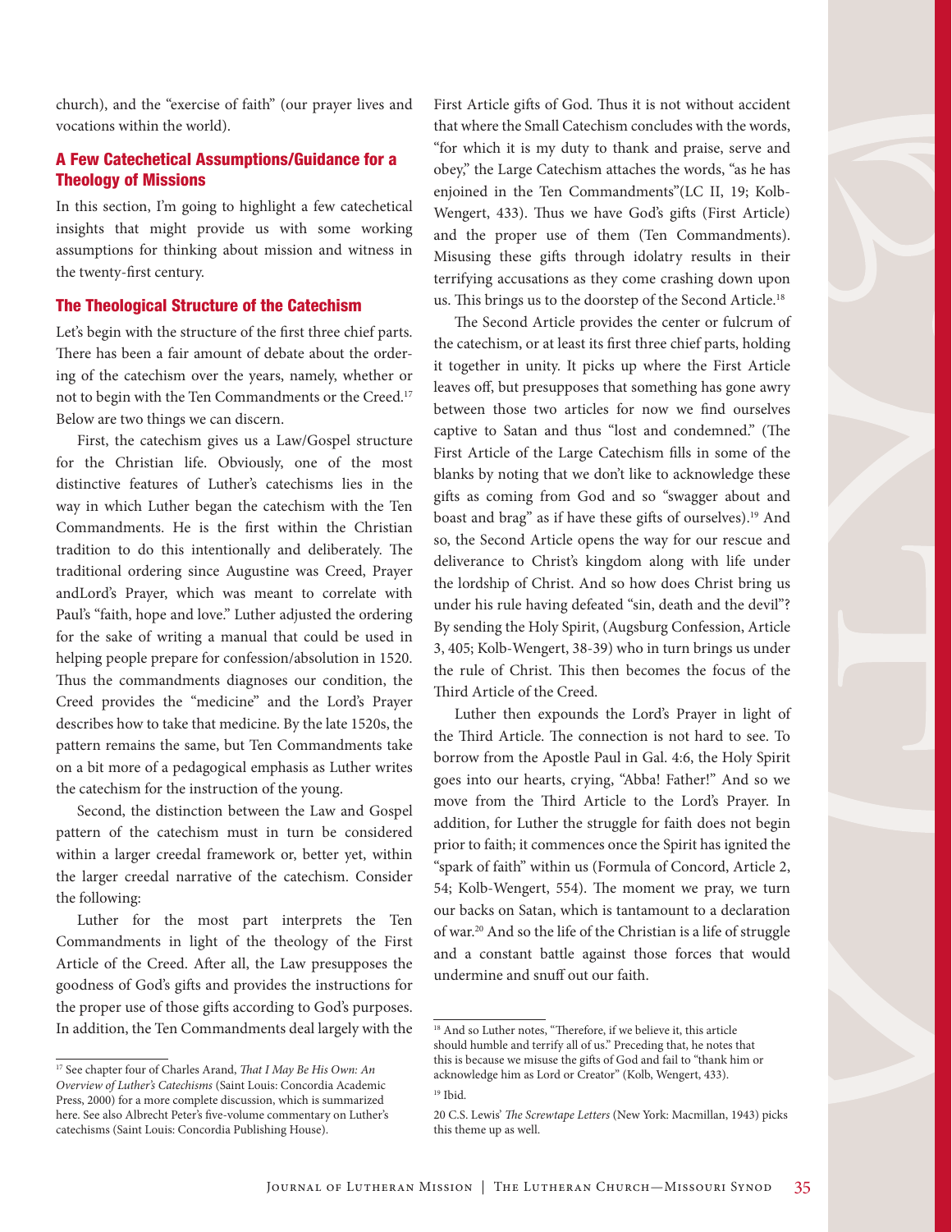church), and the "exercise of faith" (our prayer lives and vocations within the world).

## A Few Catechetical Assumptions/Guidance for a Theology of Missions

In this section, I'm going to highlight a few catechetical insights that might provide us with some working assumptions for thinking about mission and witness in the twenty-first century.

### The Theological Structure of the Catechism

Let's begin with the structure of the first three chief parts. There has been a fair amount of debate about the ordering of the catechism over the years, namely, whether or not to begin with the Ten Commandments or the Creed.[17] Below are two things we can discern.

First, the catechism gives us a Law/Gospel structure for the Christian life. Obviously, one of the most distinctive features of Luther's catechisms lies in the way in which Luther began the catechism with the Ten Commandments. He is the first within the Christian tradition to do this intentionally and deliberately. The traditional ordering since Augustine was Creed, Prayer andLord's Prayer, which was meant to correlate with Paul's "faith, hope and love." Luther adjusted the ordering for the sake of writing a manual that could be used in helping people prepare for confession/absolution in 1520. Thus the commandments diagnoses our condition, the Creed provides the "medicine" and the Lord's Prayer describes how to take that medicine. By the late 1520s, the pattern remains the same, but Ten Commandments take on a bit more of a pedagogical emphasis as Luther writes the catechism for the instruction of the young.

Second, the distinction between the Law and Gospel pattern of the catechism must in turn be considered within a larger creedal framework or, better yet, within the larger creedal narrative of the catechism. Consider the following:

Luther for the most part interprets the Ten Commandments in light of the theology of the First Article of the Creed. After all, the Law presupposes the goodness of God's gifts and provides the instructions for the proper use of those gifts according to God's purposes. In addition, the Ten Commandments deal largely with the First Article gifts of God. Thus it is not without accident that where the Small Catechism concludes with the words, "for which it is my duty to thank and praise, serve and obey," the Large Catechism attaches the words, "as he has enjoined in the Ten Commandments"(LC II, 19; Kolb-Wengert, 433). Thus we have God's gifts (First Article) and the proper use of them (Ten Commandments). Misusing these gifts through idolatry results in their terrifying accusations as they come crashing down upon us. This brings us to the doorstep of the Second Article.[18]

The Second Article provides the center or fulcrum of the catechism, or at least its first three chief parts, holding it together in unity. It picks up where the First Article leaves off, but presupposes that something has gone awry between those two articles for now we find ourselves captive to Satan and thus "lost and condemned." (The First Article of the Large Catechism fills in some of the blanks by noting that we don't like to acknowledge these gifts as coming from God and so "swagger about and boast and brag" as if have these gifts of ourselves).[19] And so, the Second Article opens the way for our rescue and deliverance to Christ's kingdom along with life under the lordship of Christ. And so how does Christ bring us under his rule having defeated "sin, death and the devil"? By sending the Holy Spirit, (Augsburg Confession, Article 3, 405; Kolb-Wengert, 38-39) who in turn brings us under the rule of Christ. This then becomes the focus of the Third Article of the Creed.

Luther then expounds the Lord's Prayer in light of the Third Article. The connection is not hard to see. To borrow from the Apostle Paul in Gal. 4:6, the Holy Spirit goes into our hearts, crying, "Abba! Father!" And so we move from the Third Article to the Lord's Prayer. In addition, for Luther the struggle for faith does not begin prior to faith; it commences once the Spirit has ignited the "spark of faith" within us (Formula of Concord, Article 2, 54; Kolb-Wengert, 554). The moment we pray, we turn our backs on Satan, which is tantamount to a declaration of war.[20] And so the life of the Christian is a life of struggle and a constant battle against those forces that would undermine and snuff out our faith.

---

[17] See chapter four of Charles Arand, *That I May Be His Own: An Overview of Luther's Catechisms* (Saint Louis: Concordia Academic Press, 2000) for a more complete discussion, which is summarized here. See also Albrecht Peter's five-volume commentary on Luther's catechisms (Saint Louis: Concordia Publishing House).

[18] And so Luther notes, "Therefore, if we believe it, this article should humble and terrify all of us." Preceding that, he notes that this is because we misuse the gifts of God and fail to "thank him or acknowledge him as Lord or Creator" (Kolb, Wengert, 433).

[19] Ibid.

[20] C.S. Lewis' *The Screwtape Letters* (New York: Macmillan, 1943) picks this theme up as well.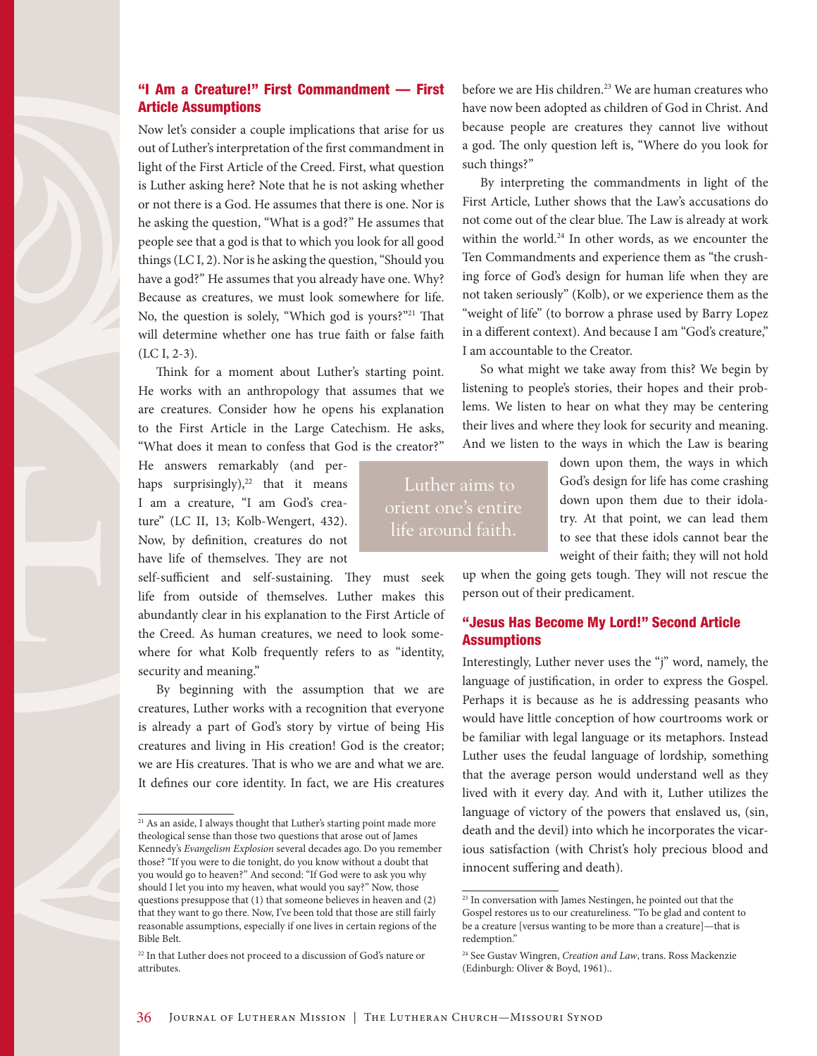### "I Am a Creature!" First Commandment — First Article Assumptions

Now let's consider a couple implications that arise for us out of Luther's interpretation of the first commandment in light of the First Article of the Creed. First, what question is Luther asking here? Note that he is not asking whether or not there is a God. He assumes that there is one. Nor is he asking the question, "What is a god?" He assumes that people see that a god is that to which you look for all good things (LC I, 2). Nor is he asking the question, "Should you have a god?" He assumes that you already have one. Why? Because as creatures, we must look somewhere for life. No, the question is solely, "Which god is yours?"[21] That will determine whether one has true faith or false faith (LC I, 2-3).

Think for a moment about Luther's starting point. He works with an anthropology that assumes that we are creatures. Consider how he opens his explanation to the First Article in the Large Catechism. He asks, "What does it mean to confess that God is the creator?" He answers remarkably (and perhaps surprisingly),[22] that it means I am a creature, "I am God's creature" (LC II, 13; Kolb-Wengert, 432). Now, by definition, creatures do not have life of themselves. They are not self-sufficient and self-sustaining. They must seek life from outside of themselves. Luther makes this abundantly clear in his explanation to the First Article of the Creed. As human creatures, we need to look somewhere for what Kolb frequently refers to as "identity, security and meaning."

Luther aims to orient one's entire life around faith.

By beginning with the assumption that we are creatures, Luther works with a recognition that everyone is already a part of God's story by virtue of being His creatures and living in His creation! God is the creator; we are His creatures. That is who we are and what we are. It defines our core identity. In fact, we are His creatures before we are His children.[23] We are human creatures who have now been adopted as children of God in Christ. And because people are creatures they cannot live without a god. The only question left is, "Where do you look for such things?"

By interpreting the commandments in light of the First Article, Luther shows that the Law's accusations do not come out of the clear blue. The Law is already at work within the world.[24] In other words, as we encounter the Ten Commandments and experience them as "the crushing force of God's design for human life when they are not taken seriously" (Kolb), or we experience them as the "weight of life" (to borrow a phrase used by Barry Lopez in a different context). And because I am "God's creature," I am accountable to the Creator.

So what might we take away from this? We begin by listening to people's stories, their hopes and their problems. We listen to hear on what they may be centering their lives and where they look for security and meaning. And we listen to the ways in which the Law is bearing down upon them, the ways in which God's design for life has come crashing down upon them due to their idolatry. At that point, we can lead them to see that these idols cannot bear the weight of their faith; they will not hold up when the going gets tough. They will not rescue the person out of their predicament.

### "Jesus Has Become My Lord!" Second Article Assumptions

Interestingly, Luther never uses the "j" word, namely, the language of justification, in order to express the Gospel. Perhaps it is because as he is addressing peasants who would have little conception of how courtrooms work or be familiar with legal language or its metaphors. Instead Luther uses the feudal language of lordship, something that the average person would understand well as they lived with it every day. And with it, Luther utilizes the language of victory of the powers that enslaved us, (sin, death and the devil) into which he incorporates the vicarious satisfaction (with Christ's holy precious blood and innocent suffering and death).

---

[21] As an aside, I always thought that Luther's starting point made more theological sense than those two questions that arose out of James Kennedy's *Evangelism Explosion* several decades ago. Do you remember those? "If you were to die tonight, do you know without a doubt that you would go to heaven?" And second: "If God were to ask you why should I let you into my heaven, what would you say?" Now, those questions presuppose that (1) that someone believes in heaven and (2) that they want to go there. Now, I've been told that those are still fairly reasonable assumptions, especially if one lives in certain regions of the Bible Belt.

[22] In that Luther does not proceed to a discussion of God's nature or attributes.

[23] In conversation with James Nestingen, he pointed out that the Gospel restores us to our creatureliness. "To be glad and content to be a creature [versus wanting to be more than a creature]—that is redemption."

[24] See Gustav Wingren, *Creation and Law*, trans. Ross Mackenzie (Edinburgh: Oliver & Boyd, 1961)..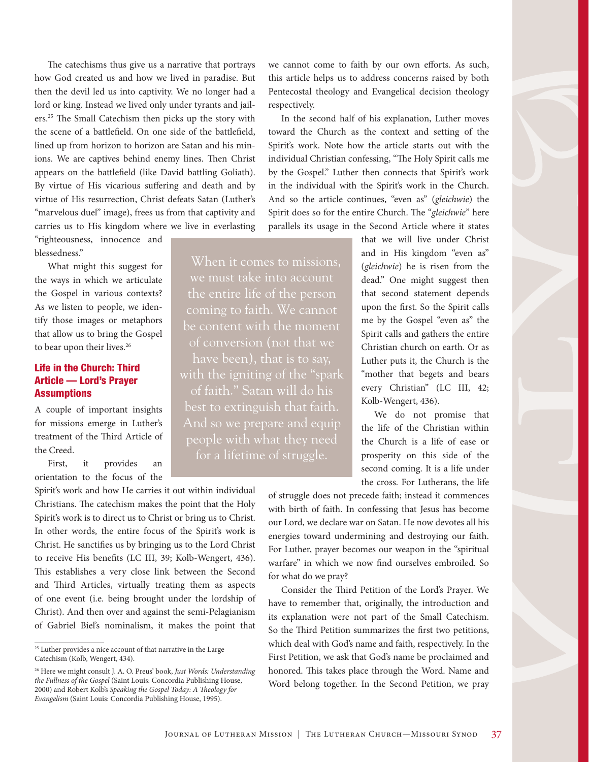The catechisms thus give us a narrative that portrays how God created us and how we lived in paradise. But then the devil led us into captivity. We no longer had a lord or king. Instead we lived only under tyrants and jailers.[25] The Small Catechism then picks up the story with the scene of a battlefield. On one side of the battlefield, lined up from horizon to horizon are Satan and his minions. We are captives behind enemy lines. Then Christ appears on the battlefield (like David battling Goliath). By virtue of His vicarious suffering and death and by virtue of His resurrection, Christ defeats Satan (Luther's "marvelous duel" image), frees us from that captivity and carries us to His kingdom where we live in everlasting "righteousness, innocence and blessedness."

What might this suggest for the ways in which we articulate the Gospel in various contexts? As we listen to people, we identify those images or metaphors that allow us to bring the Gospel to bear upon their lives.[26]

> When it comes to missions, we must take into account the entire life of the person coming to faith. We cannot be content with the moment of conversion (not that we have been), that is to say, with the igniting of the "spark of faith." Satan will do his best to extinguish that faith. And so we prepare and equip people with what they need for a lifetime of struggle.

## Life in the Church: Third Article — Lord's Prayer Assumptions

A couple of important insights for missions emerge in Luther's treatment of the Third Article of the Creed.

First, it provides an orientation to the focus of the Spirit's work and how He carries it out within individual Christians. The catechism makes the point that the Holy Spirit's work is to direct us to Christ or bring us to Christ. In other words, the entire focus of the Spirit's work is Christ. He sanctifies us by bringing us to the Lord Christ to receive His benefits (LC III, 39; Kolb-Wengert, 436). This establishes a very close link between the Second and Third Articles, virtually treating them as aspects of one event (i.e. being brought under the lordship of Christ). And then over and against the semi-Pelagianism of Gabriel Biel's nominalism, it makes the point that we cannot come to faith by our own efforts. As such, this article helps us to address concerns raised by both Pentecostal theology and Evangelical decision theology respectively.

In the second half of his explanation, Luther moves toward the Church as the context and setting of the Spirit's work. Note how the article starts out with the individual Christian confessing, "The Holy Spirit calls me by the Gospel." Luther then connects that Spirit's work in the individual with the Spirit's work in the Church. And so the article continues, "even as" (*gleichwie*) the Spirit does so for the entire Church. The "*gleichwie*" here parallels its usage in the Second Article where it states that we will live under Christ and in His kingdom "even as" (*gleichwie*) he is risen from the dead." One might suggest then that second statement depends upon the first. So the Spirit calls me by the Gospel "even as" the Spirit calls and gathers the entire Christian church on earth. Or as Luther puts it, the Church is the "mother that begets and bears every Christian" (LC III, 42; Kolb-Wengert, 436).

We do not promise that the life of the Christian within the Church is a life of ease or prosperity on this side of the second coming. It is a life under the cross. For Lutherans, the life of struggle does not precede faith; instead it commences with birth of faith. In confessing that Jesus has become our Lord, we declare war on Satan. He now devotes all his energies toward undermining and destroying our faith. For Luther, prayer becomes our weapon in the "spiritual warfare" in which we now find ourselves embroiled. So for what do we pray?

Consider the Third Petition of the Lord's Prayer. We have to remember that, originally, the introduction and its explanation were not part of the Small Catechism. So the Third Petition summarizes the first two petitions, which deal with God's name and faith, respectively. In the First Petition, we ask that God's name be proclaimed and honored. This takes place through the Word. Name and Word belong together. In the Second Petition, we pray

---

[25] Luther provides a nice account of that narrative in the Large Catechism (Kolb, Wengert, 434).

[26] Here we might consult J. A. O. Preus' book, *Just Words: Understanding the Fullness of the Gospel* (Saint Louis: Concordia Publishing House, 2000) and Robert Kolb's *Speaking the Gospel Today: A Theology for Evangelism* (Saint Louis: Concordia Publishing House, 1995).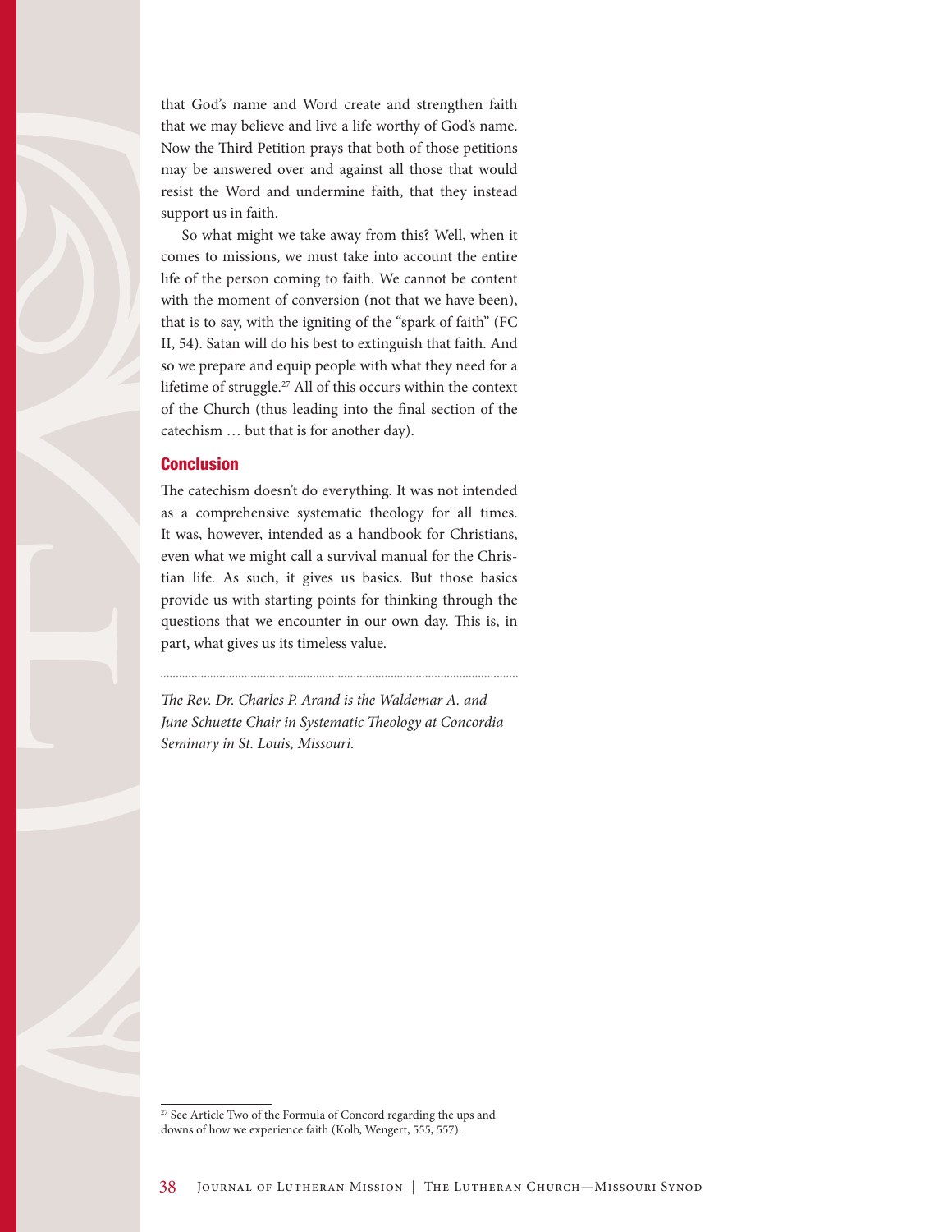that God's name and Word create and strengthen faith that we may believe and live a life worthy of God's name. Now the Third Petition prays that both of those petitions may be answered over and against all those that would resist the Word and undermine faith, that they instead support us in faith.

So what might we take away from this? Well, when it comes to missions, we must take into account the entire life of the person coming to faith. We cannot be content with the moment of conversion (not that we have been), that is to say, with the igniting of the "spark of faith" (FC II, 54). Satan will do his best to extinguish that faith. And so we prepare and equip people with what they need for a lifetime of struggle.[27] All of this occurs within the context of the Church (thus leading into the final section of the catechism … but that is for another day).

## Conclusion

The catechism doesn't do everything. It was not intended as a comprehensive systematic theology for all times. It was, however, intended as a handbook for Christians, even what we might call a survival manual for the Christian life. As such, it gives us basics. But those basics provide us with starting points for thinking through the questions that we encounter in our own day. This is, in part, what gives us its timeless value.

---

*The Rev. Dr. Charles P. Arand is the Waldemar A. and June Schuette Chair in Systematic Theology at Concordia Seminary in St. Louis, Missouri.*

[27] See Article Two of the Formula of Concord regarding the ups and downs of how we experience faith (Kolb, Wengert, 555, 557).